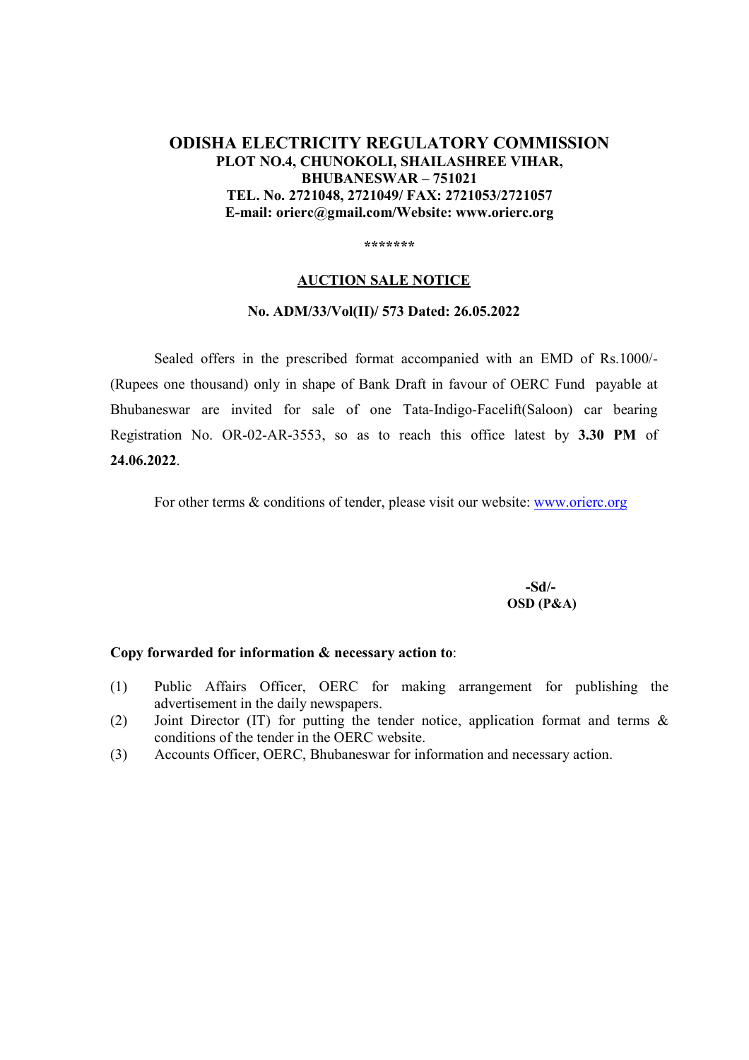# ODISHA ELECTRICITY REGULATORY COMMISSION

**PLOT NO.4, CHUNOKOLI, SHAILASHREE VIHAR,**
**BHUBANESWAR – 751021**
**TEL. No. 2721048, 2721049/ FAX: 2721053/2721057**
**E-mail: orierc@gmail.com/Website: www.orierc.org**

*******

## AUCTION SALE NOTICE

**No. ADM/33/Vol(II)/ 573 Dated: 26.05.2022**

Sealed offers in the prescribed format accompanied with an EMD of Rs.1000/- (Rupees one thousand) only in shape of Bank Draft in favour of OERC Fund payable at Bhubaneswar are invited for sale of one Tata-Indigo-Facelift(Saloon) car bearing Registration No. OR-02-AR-3553, so as to reach this office latest by **3.30 PM** of **24.06.2022**.

For other terms & conditions of tender, please visit our website: www.orierc.org

**-Sd/-**
**OSD (P&A)**

**Copy forwarded for information & necessary action to**:

(1) Public Affairs Officer, OERC for making arrangement for publishing the advertisement in the daily newspapers.
(2) Joint Director (IT) for putting the tender notice, application format and terms & conditions of the tender in the OERC website.
(3) Accounts Officer, OERC, Bhubaneswar for information and necessary action.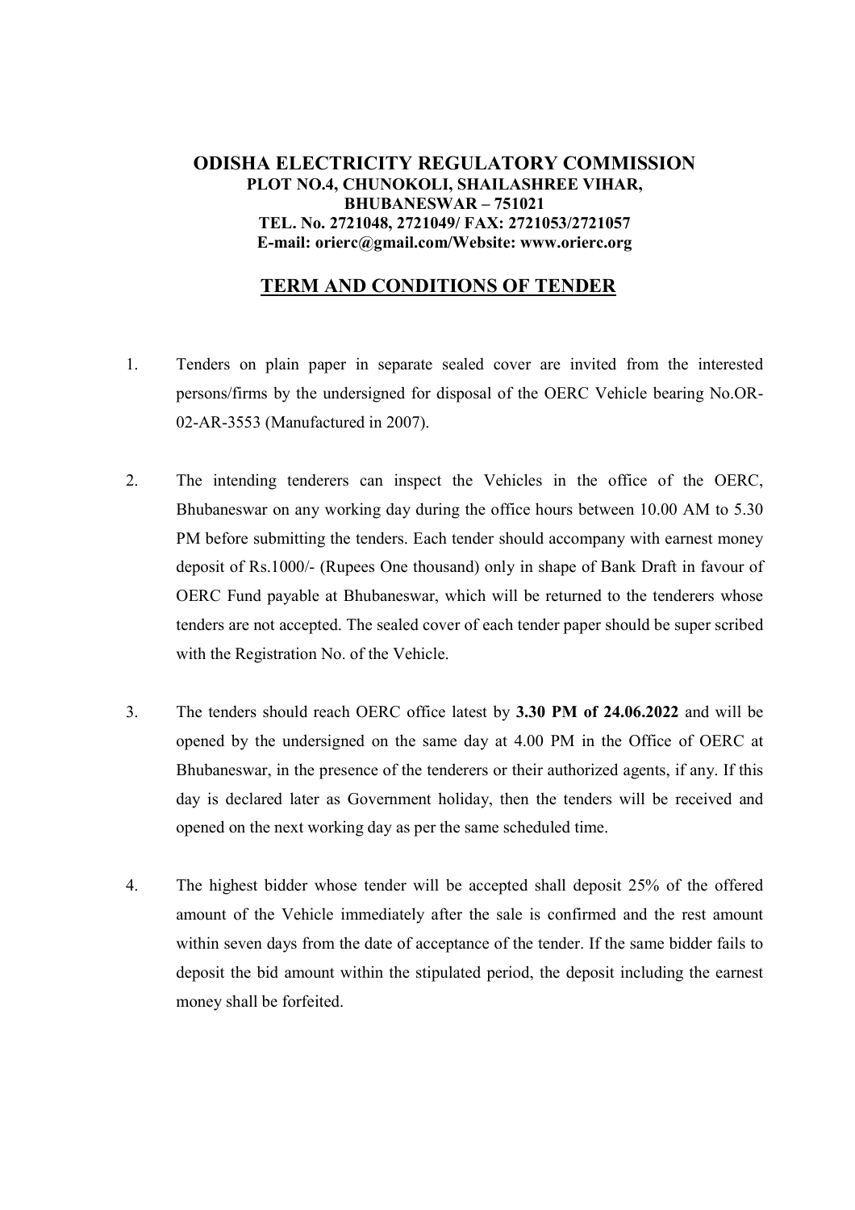# ODISHA ELECTRICITY REGULATORY COMMISSION

**PLOT NO.4, CHUNOKOLI, SHAILASHREE VIHAR,**
**BHUBANESWAR – 751021**
**TEL. No. 2721048, 2721049/ FAX: 2721053/2721057**
**E-mail: orierc@gmail.com/Website: www.orierc.org**

## TERM AND CONDITIONS OF TENDER

1. Tenders on plain paper in separate sealed cover are invited from the interested persons/firms by the undersigned for disposal of the OERC Vehicle bearing No.OR-02-AR-3553 (Manufactured in 2007).

2. The intending tenderers can inspect the Vehicles in the office of the OERC, Bhubaneswar on any working day during the office hours between 10.00 AM to 5.30 PM before submitting the tenders. Each tender should accompany with earnest money deposit of Rs.1000/- (Rupees One thousand) only in shape of Bank Draft in favour of OERC Fund payable at Bhubaneswar, which will be returned to the tenderers whose tenders are not accepted. The sealed cover of each tender paper should be super scribed with the Registration No. of the Vehicle.

3. The tenders should reach OERC office latest by **3.30 PM of 24.06.2022** and will be opened by the undersigned on the same day at 4.00 PM in the Office of OERC at Bhubaneswar, in the presence of the tenderers or their authorized agents, if any. If this day is declared later as Government holiday, then the tenders will be received and opened on the next working day as per the same scheduled time.

4. The highest bidder whose tender will be accepted shall deposit 25% of the offered amount of the Vehicle immediately after the sale is confirmed and the rest amount within seven days from the date of acceptance of the tender. If the same bidder fails to deposit the bid amount within the stipulated period, the deposit including the earnest money shall be forfeited.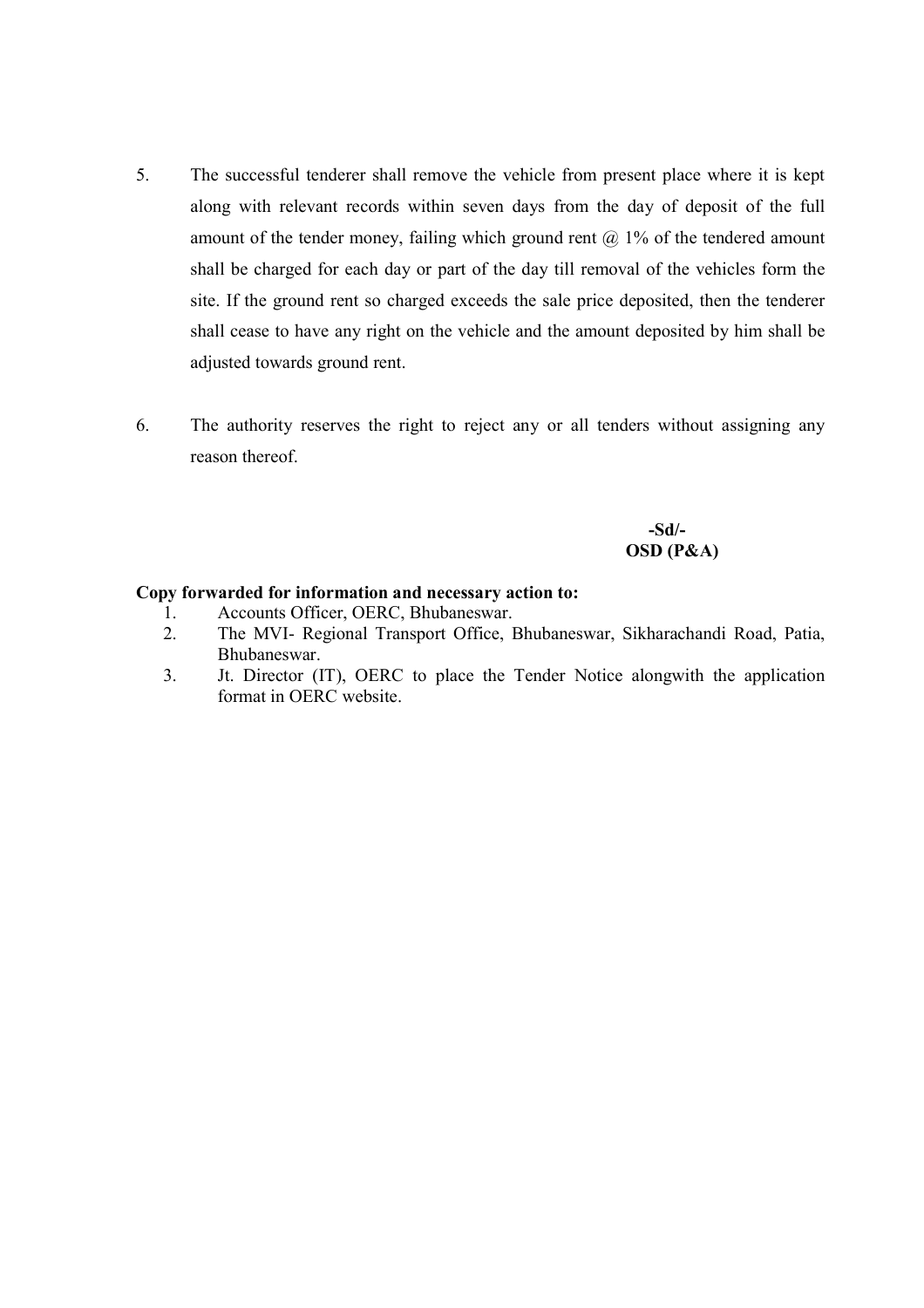5. The successful tenderer shall remove the vehicle from present place where it is kept along with relevant records within seven days from the day of deposit of the full amount of the tender money, failing which ground rent @ 1% of the tendered amount shall be charged for each day or part of the day till removal of the vehicles form the site. If the ground rent so charged exceeds the sale price deposited, then the tenderer shall cease to have any right on the vehicle and the amount deposited by him shall be adjusted towards ground rent.

6. The authority reserves the right to reject any or all tenders without assigning any reason thereof.

**-Sd/-**
**OSD (P&A)**

**Copy forwarded for information and necessary action to:**

1. Accounts Officer, OERC, Bhubaneswar.
2. The MVI- Regional Transport Office, Bhubaneswar, Sikharachandi Road, Patia, Bhubaneswar.
3. Jt. Director (IT), OERC to place the Tender Notice alongwith the application format in OERC website.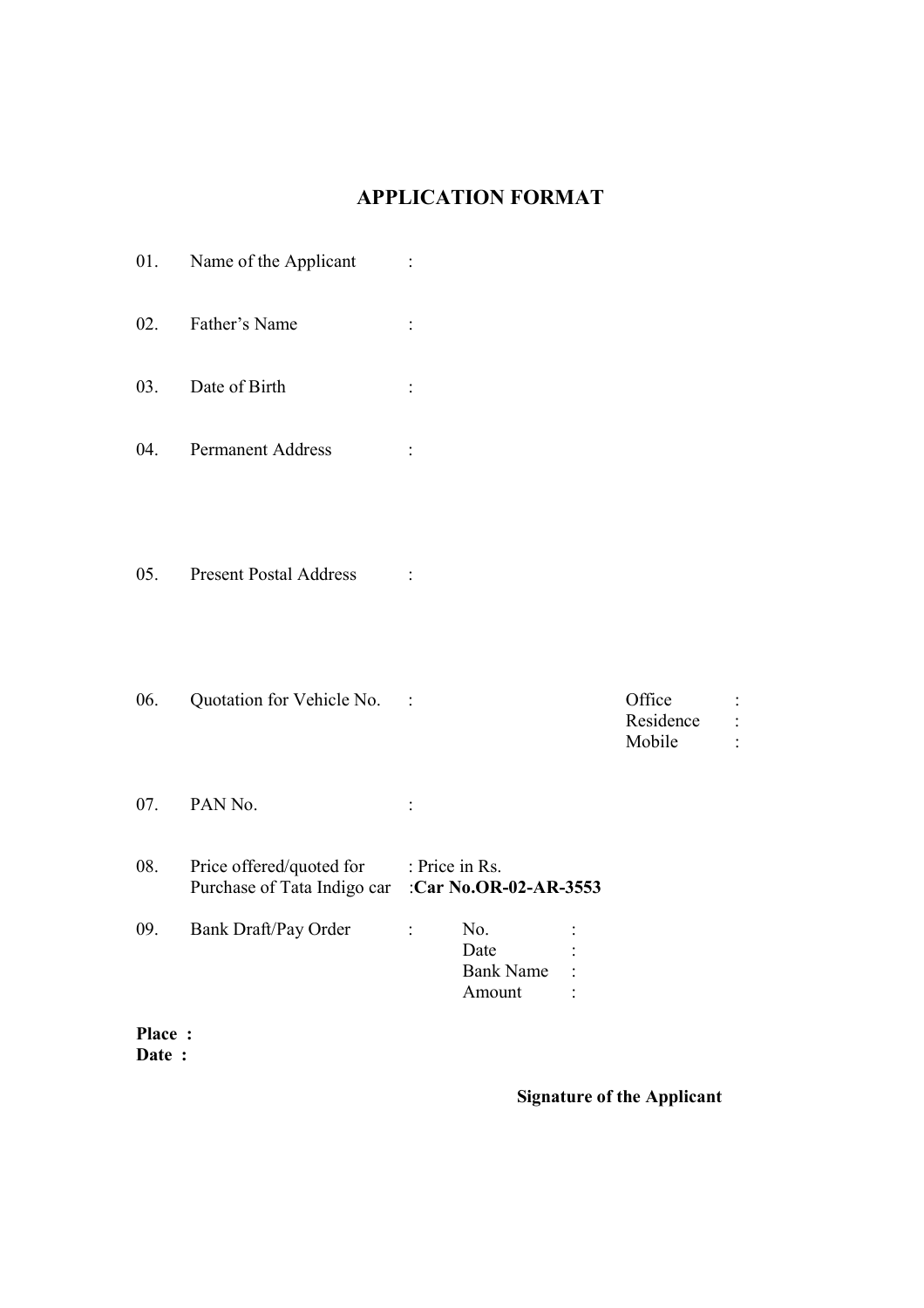# APPLICATION FORMAT

01. Name of the Applicant :

02. Father's Name :

03. Date of Birth :

04. Permanent Address :

05. Present Postal Address :

06. Quotation for Vehicle No. :

Office :
Residence :
Mobile :

07. PAN No. :

08. Price offered/quoted for Purchase of Tata Indigo car : Price in Rs.
:**Car No.OR-02-AR-3553**

09. Bank Draft/Pay Order :
No. :
Date :
Bank Name :
Amount :

**Place :**
**Date :**

**Signature of the Applicant**